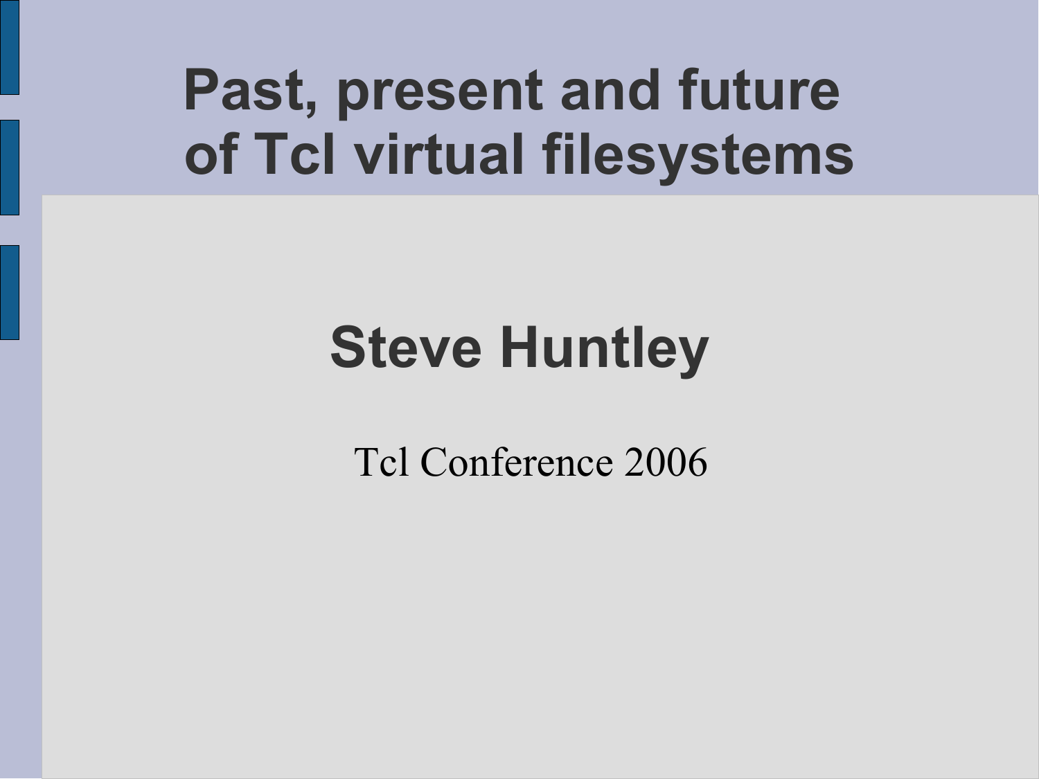# Past, present and future of Tcl virtual filesystems

## Steve Huntley

Tcl Conference 2006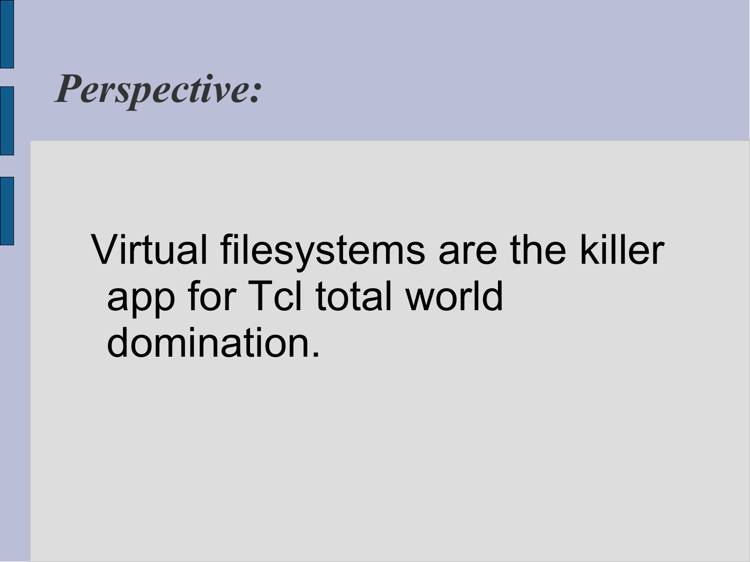# *Perspective:*

Virtual filesystems are the killer app for Tcl total world domination.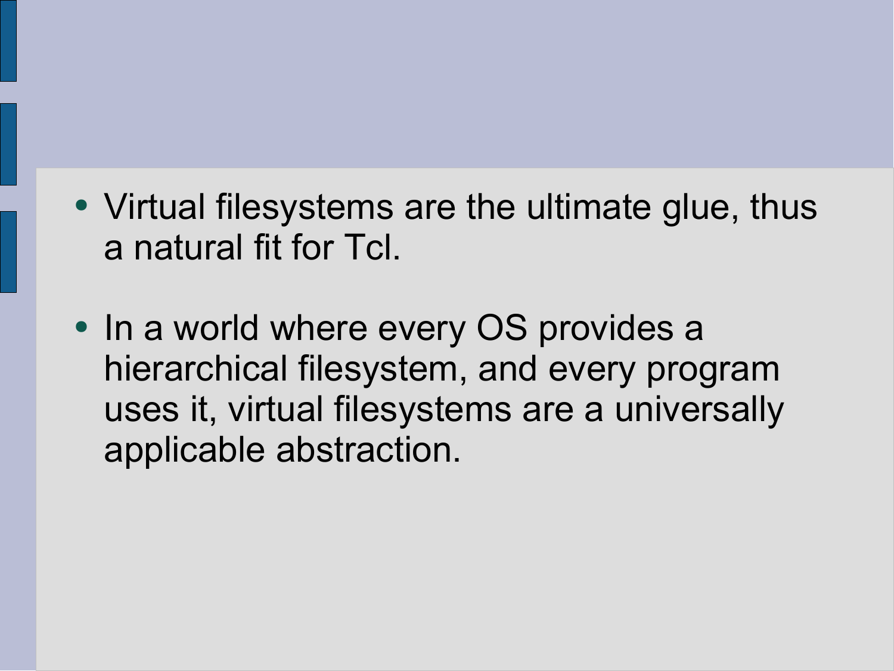- Virtual filesystems are the ultimate glue, thus a natural fit for Tcl.
- In a world where every OS provides a hierarchical filesystem, and every program uses it, virtual filesystems are a universally applicable abstraction.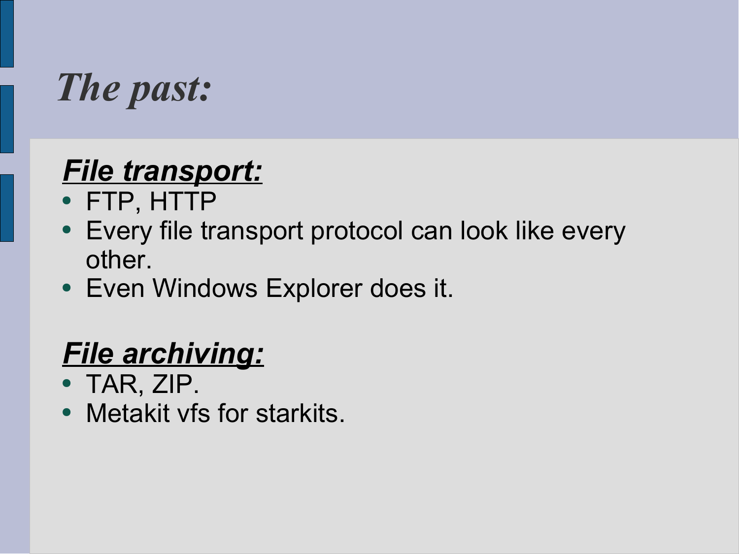# *The past:*

***File transport:***

- FTP, HTTP
- Every file transport protocol can look like every other.
- Even Windows Explorer does it.

***File archiving:***

- TAR, ZIP.
- Metakit vfs for starkits.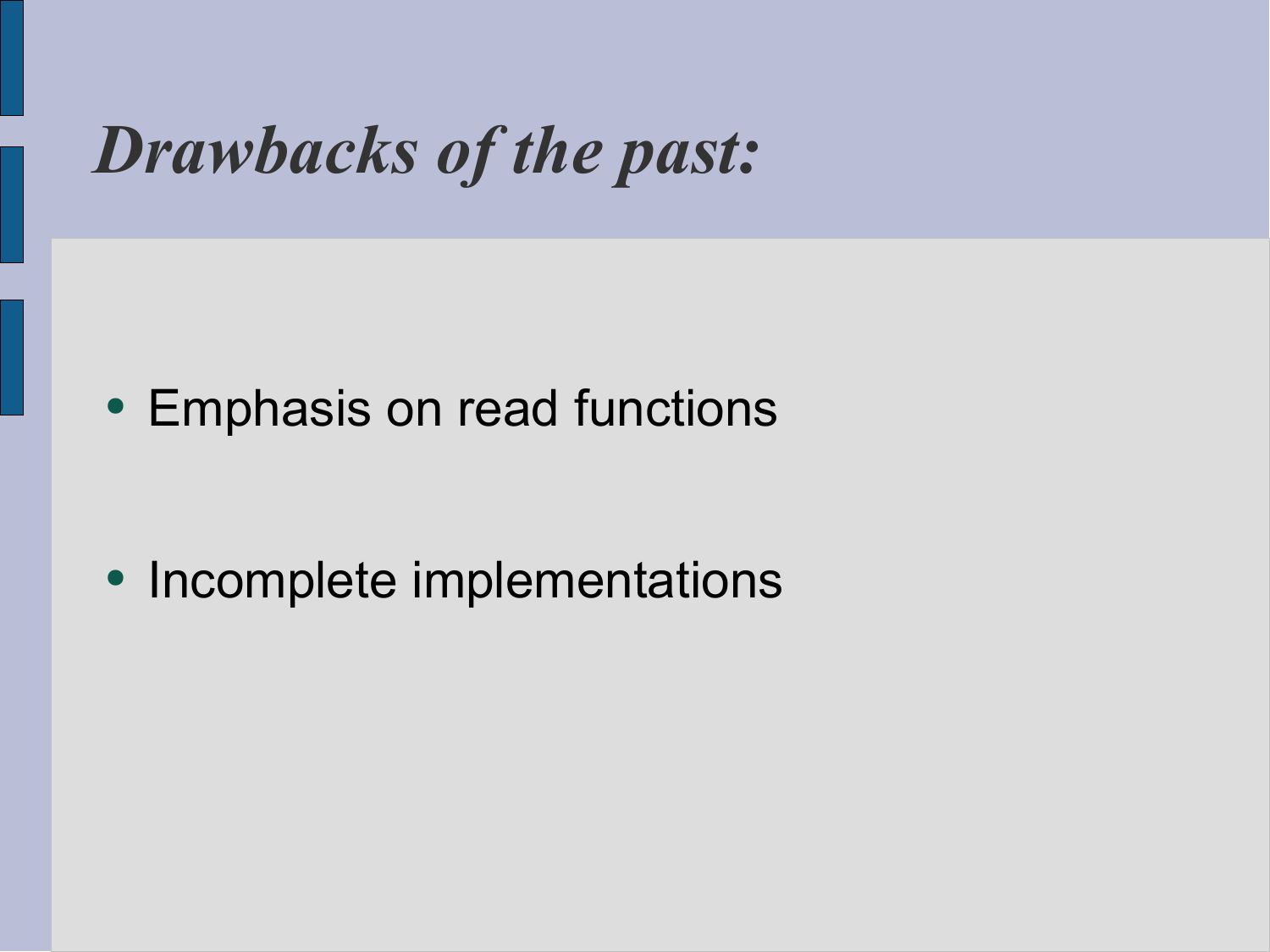# *Drawbacks of the past:*

- Emphasis on read functions
- Incomplete implementations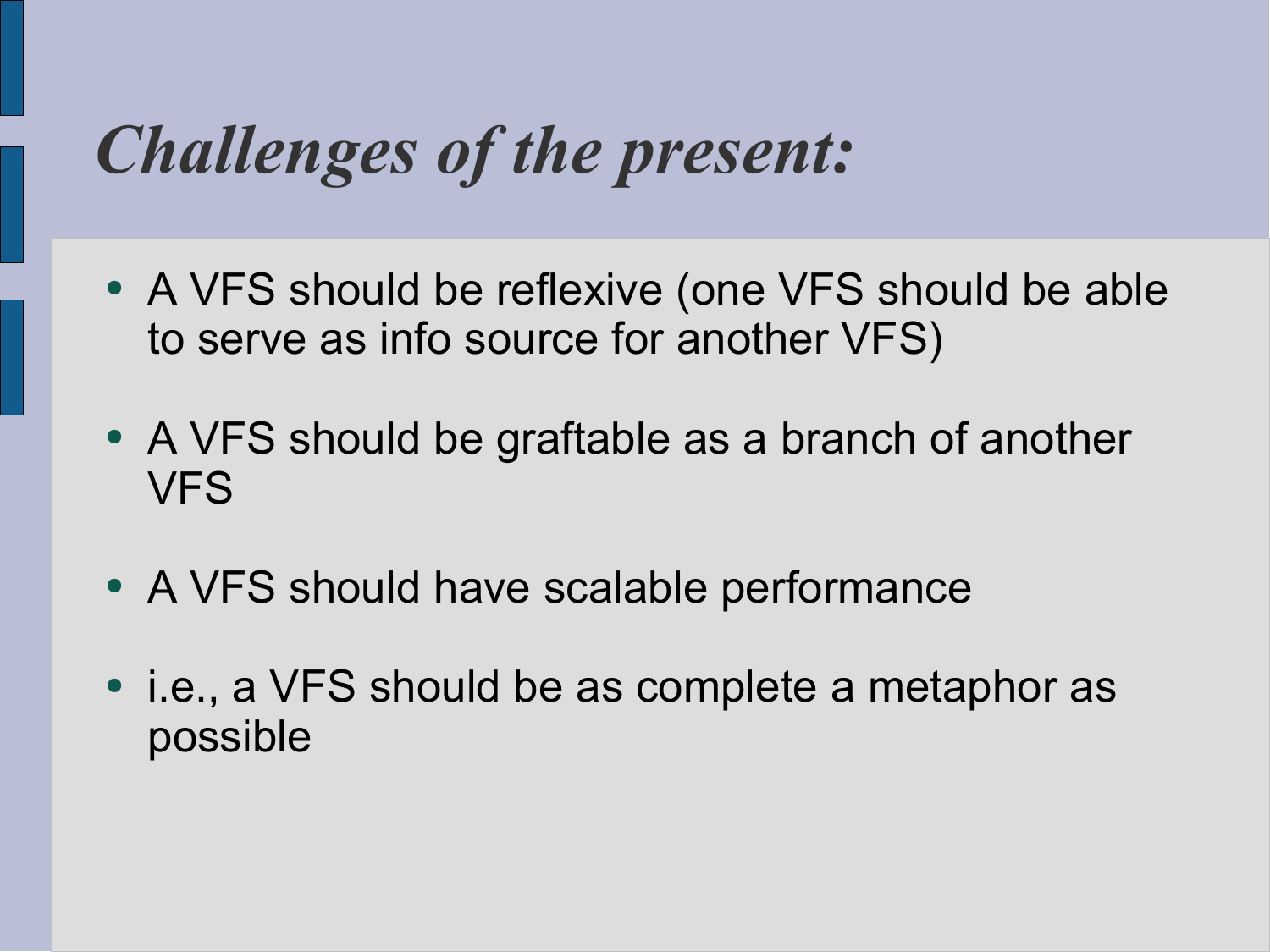# *Challenges of the present:*

- A VFS should be reflexive (one VFS should be able to serve as info source for another VFS)
- A VFS should be graftable as a branch of another VFS
- A VFS should have scalable performance
- i.e., a VFS should be as complete a metaphor as possible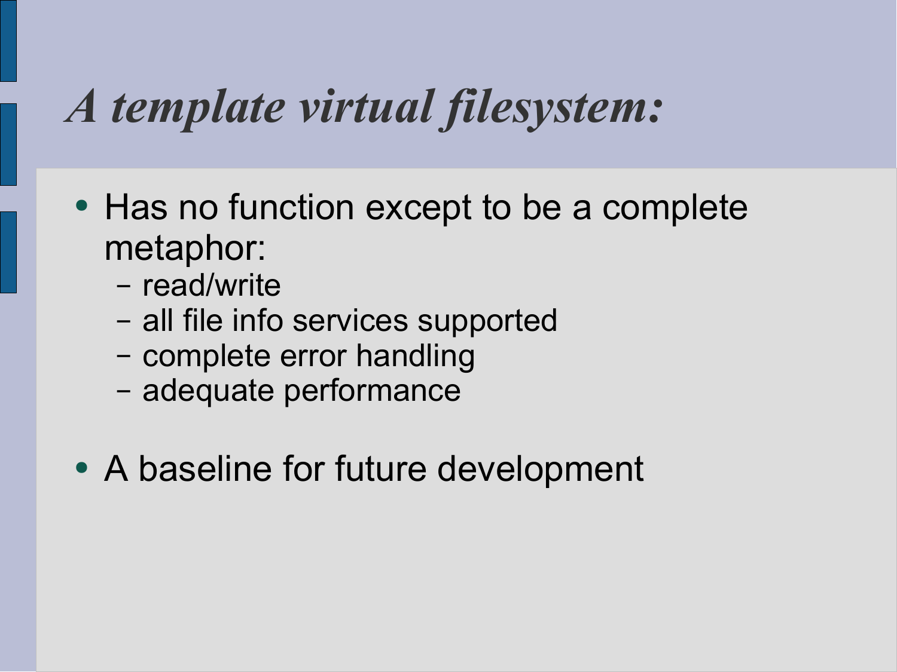# *A template virtual filesystem:*

- Has no function except to be a complete metaphor:
  - read/write
  - all file info services supported
  - complete error handling
  - adequate performance
- A baseline for future development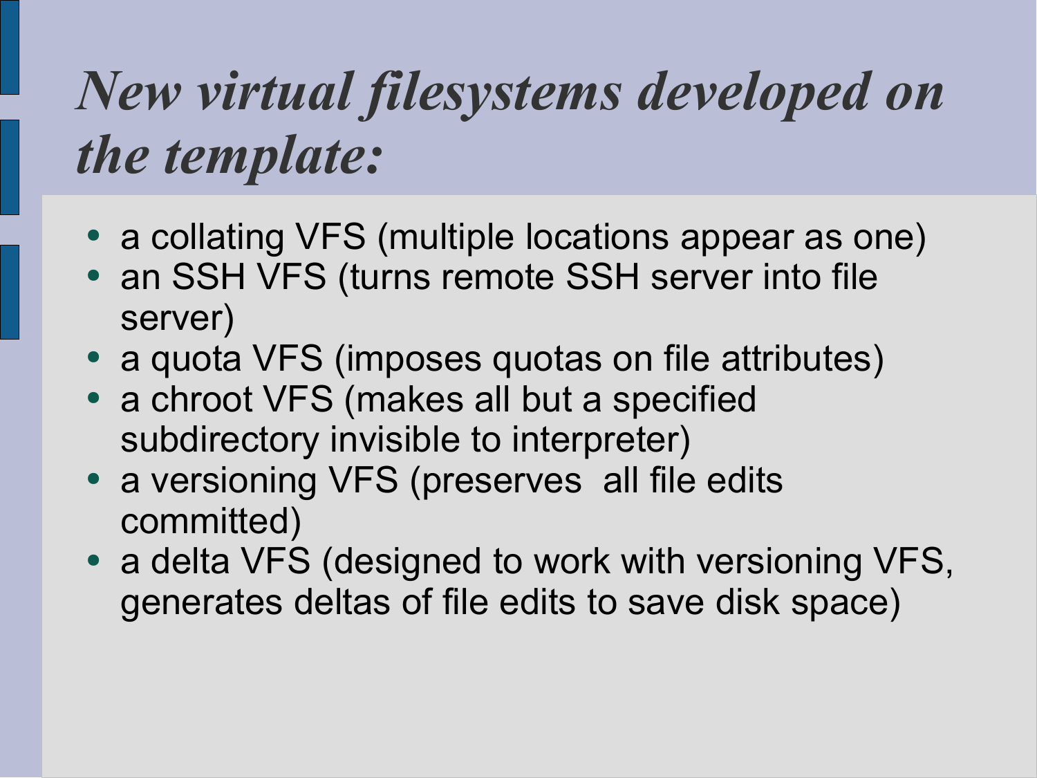# *New virtual filesystems developed on the template:*

- a collating VFS (multiple locations appear as one)
- an SSH VFS (turns remote SSH server into file server)
- a quota VFS (imposes quotas on file attributes)
- a chroot VFS (makes all but a specified subdirectory invisible to interpreter)
- a versioning VFS (preserves  all file edits committed)
- a delta VFS (designed to work with versioning VFS, generates deltas of file edits to save disk space)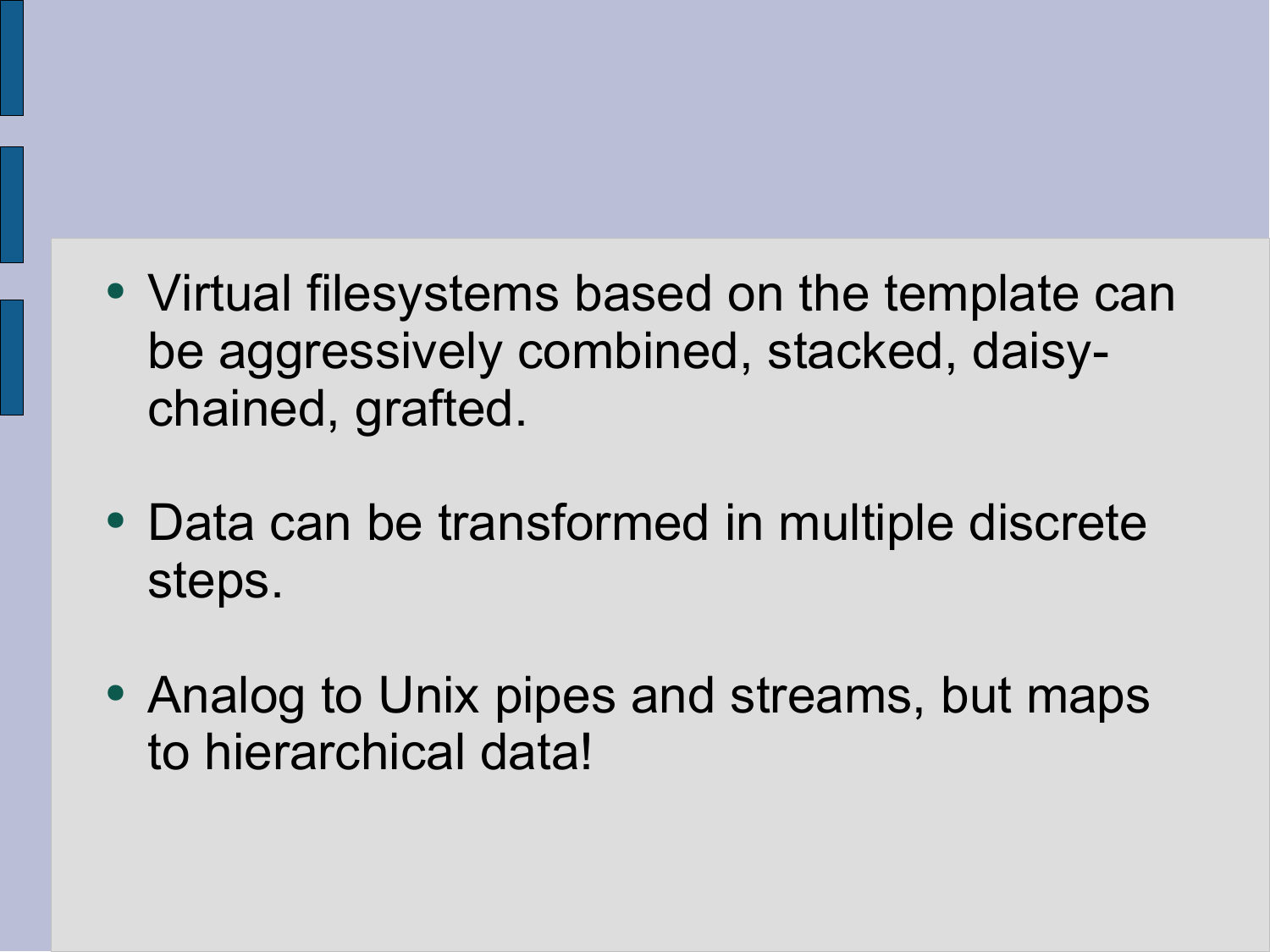- Virtual filesystems based on the template can be aggressively combined, stacked, daisy-chained, grafted.
- Data can be transformed in multiple discrete steps.
- Analog to Unix pipes and streams, but maps to hierarchical data!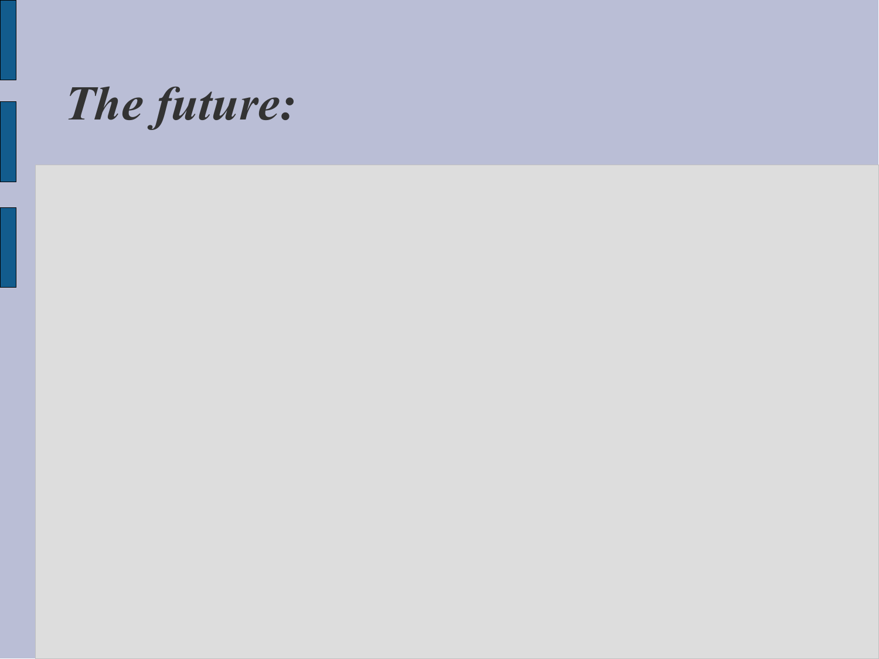# *The future:*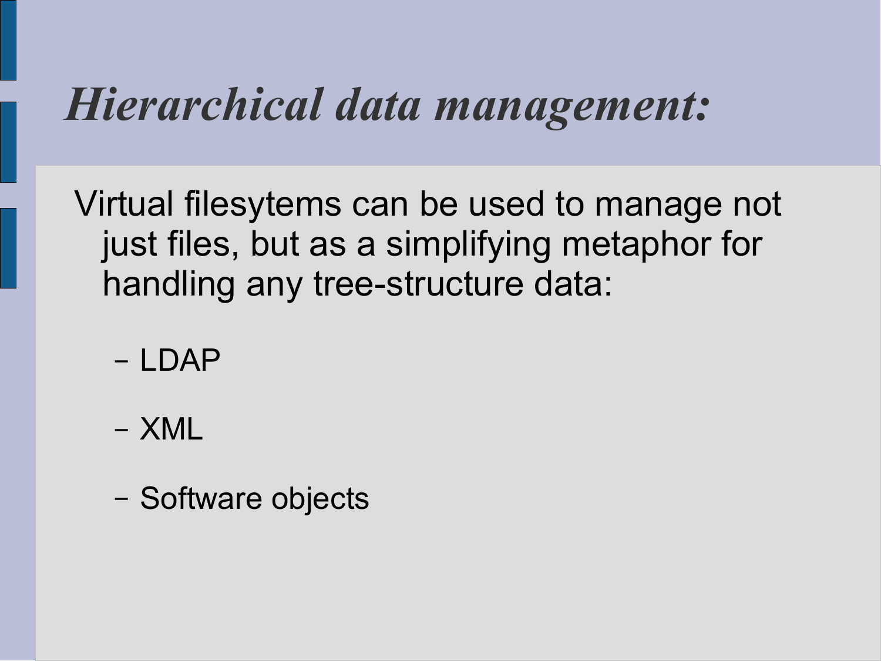# *Hierarchical data management:*

Virtual filesytems can be used to manage not just files, but as a simplifying metaphor for handling any tree-structure data:

- LDAP
- XML
- Software objects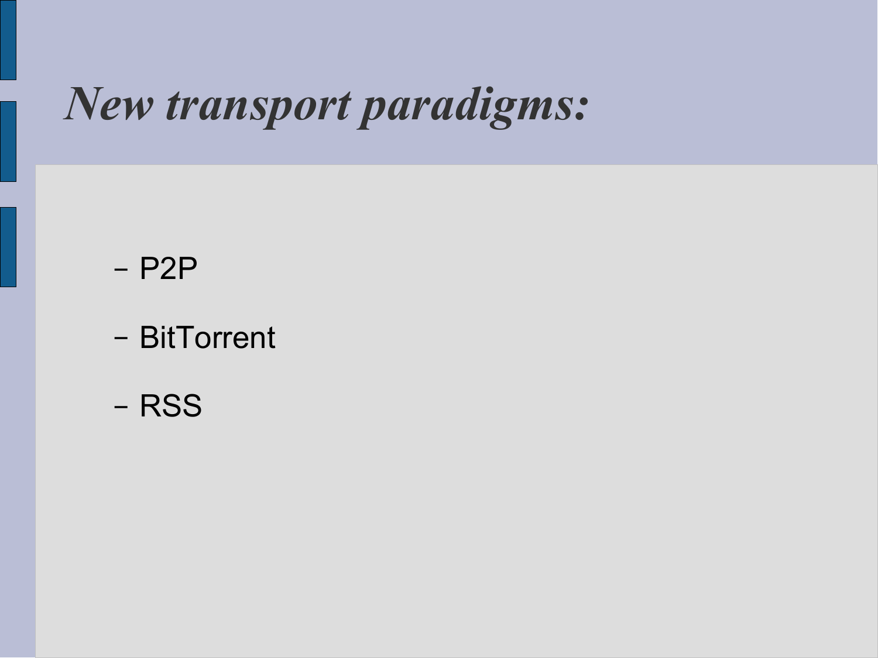# *New transport paradigms:*

- P2P
- BitTorrent
- RSS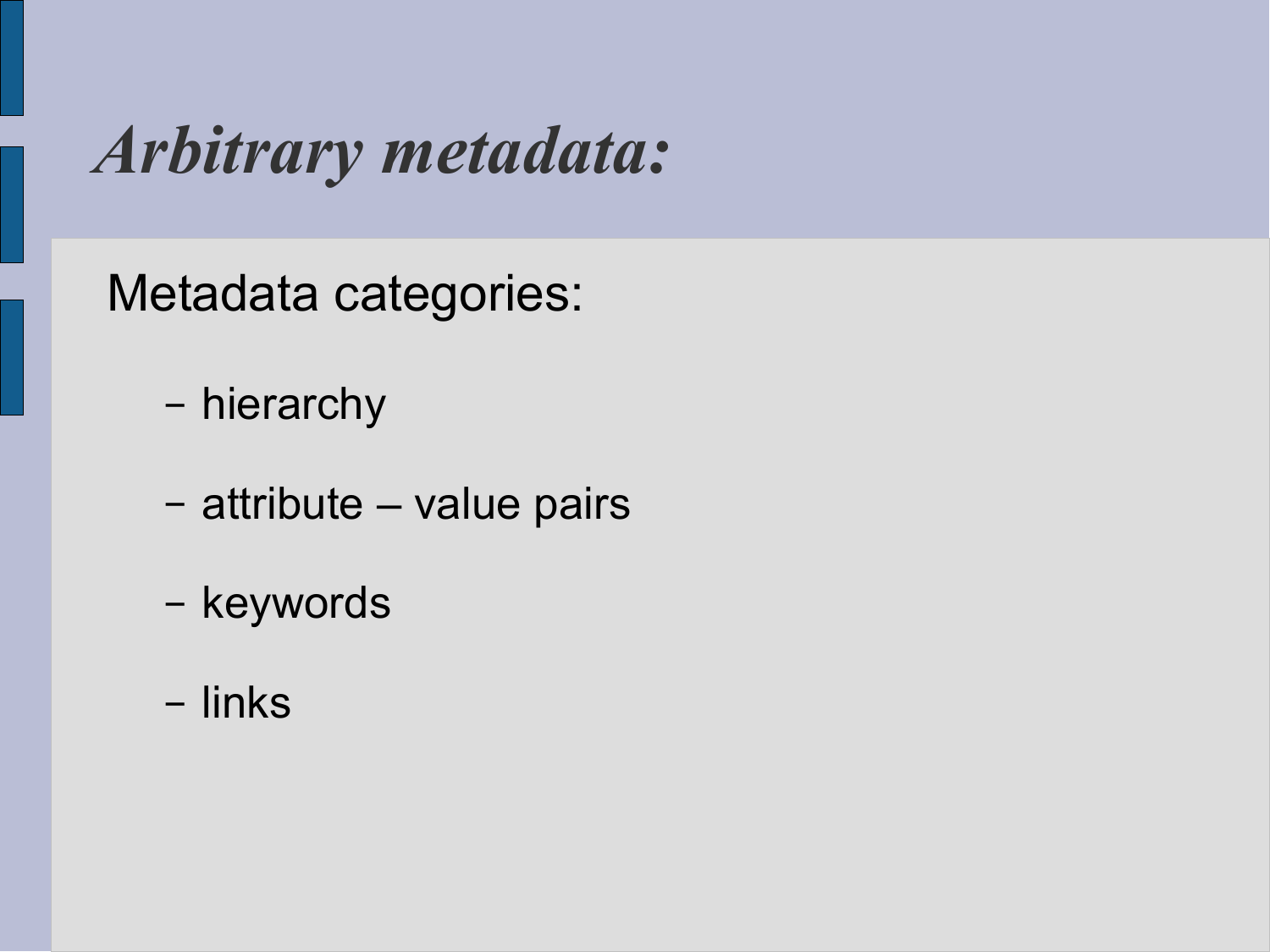# *Arbitrary metadata:*

Metadata categories:

- hierarchy
- attribute – value pairs
- keywords
- links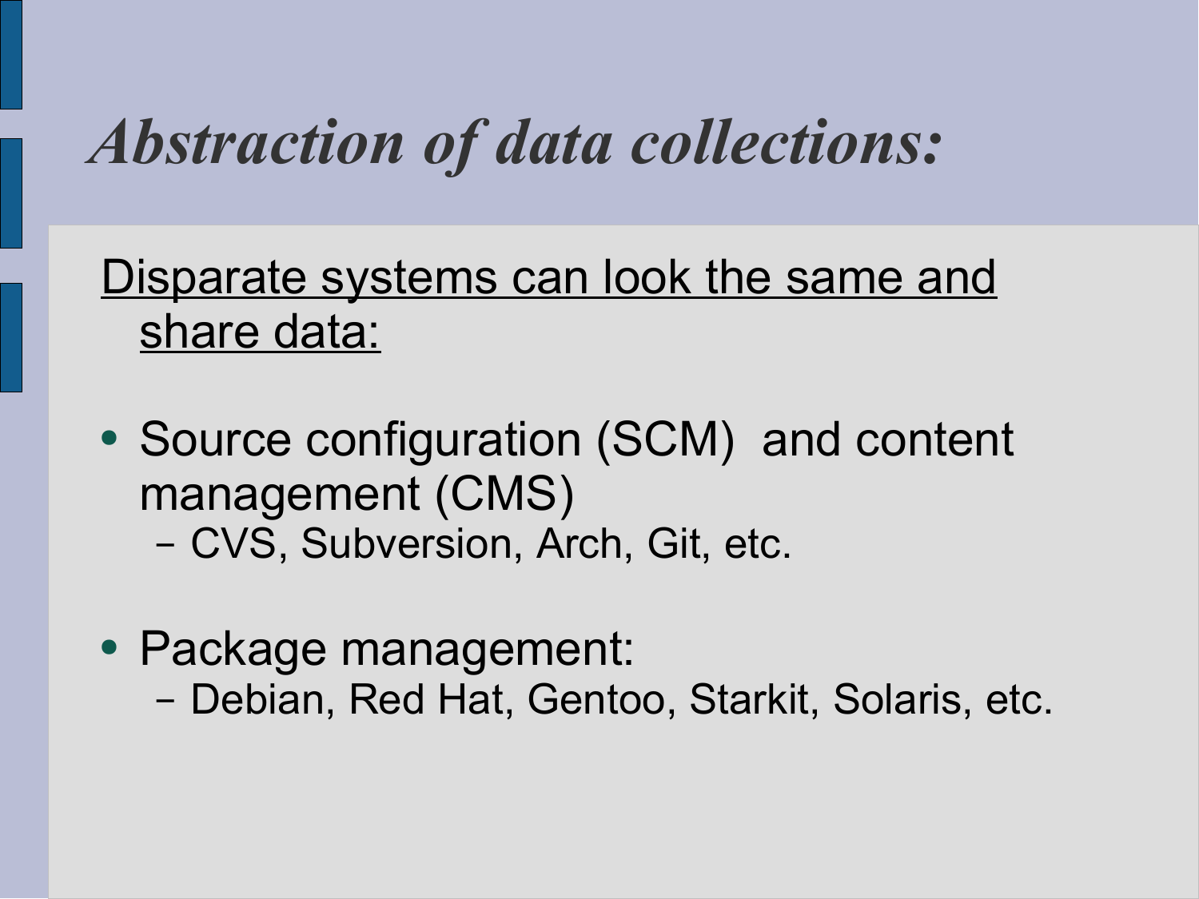# *Abstraction of data collections:*

<u>Disparate systems can look the same and share data:</u>

- Source configuration (SCM) and content management (CMS)
  - CVS, Subversion, Arch, Git, etc.
- Package management:
  - Debian, Red Hat, Gentoo, Starkit, Solaris, etc.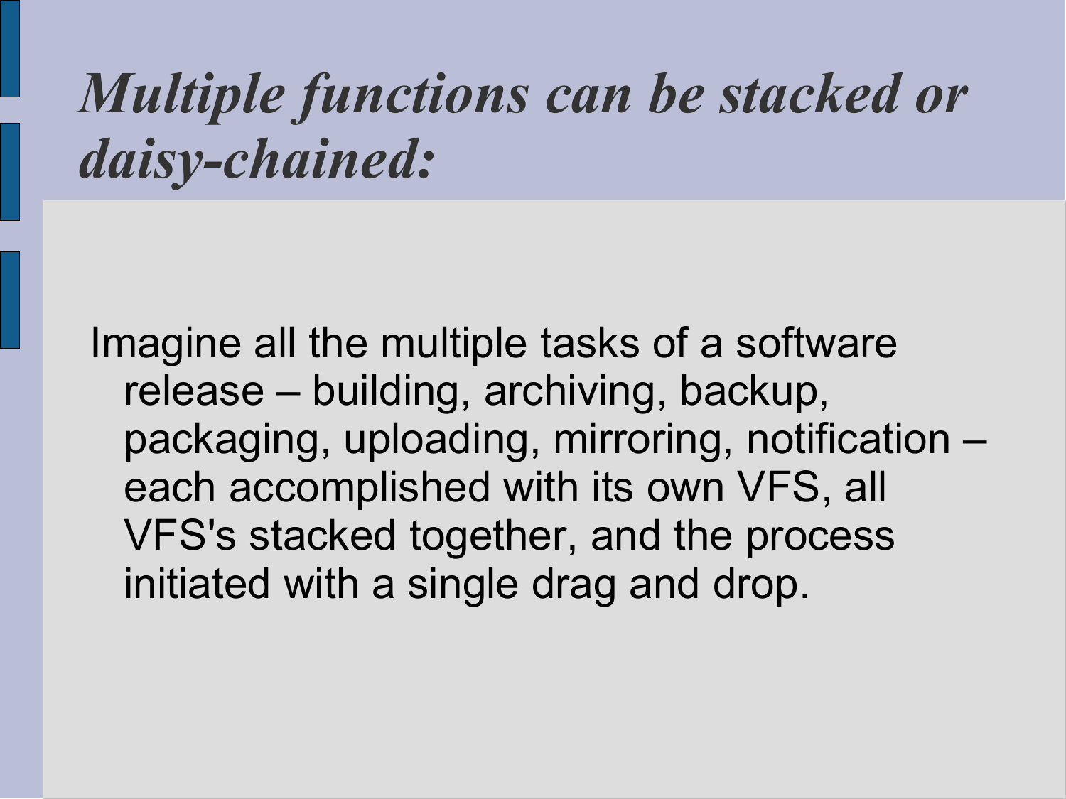# *Multiple functions can be stacked or daisy-chained:*

Imagine all the multiple tasks of a software release – building, archiving, backup, packaging, uploading, mirroring, notification – each accomplished with its own VFS, all VFS's stacked together, and the process initiated with a single drag and drop.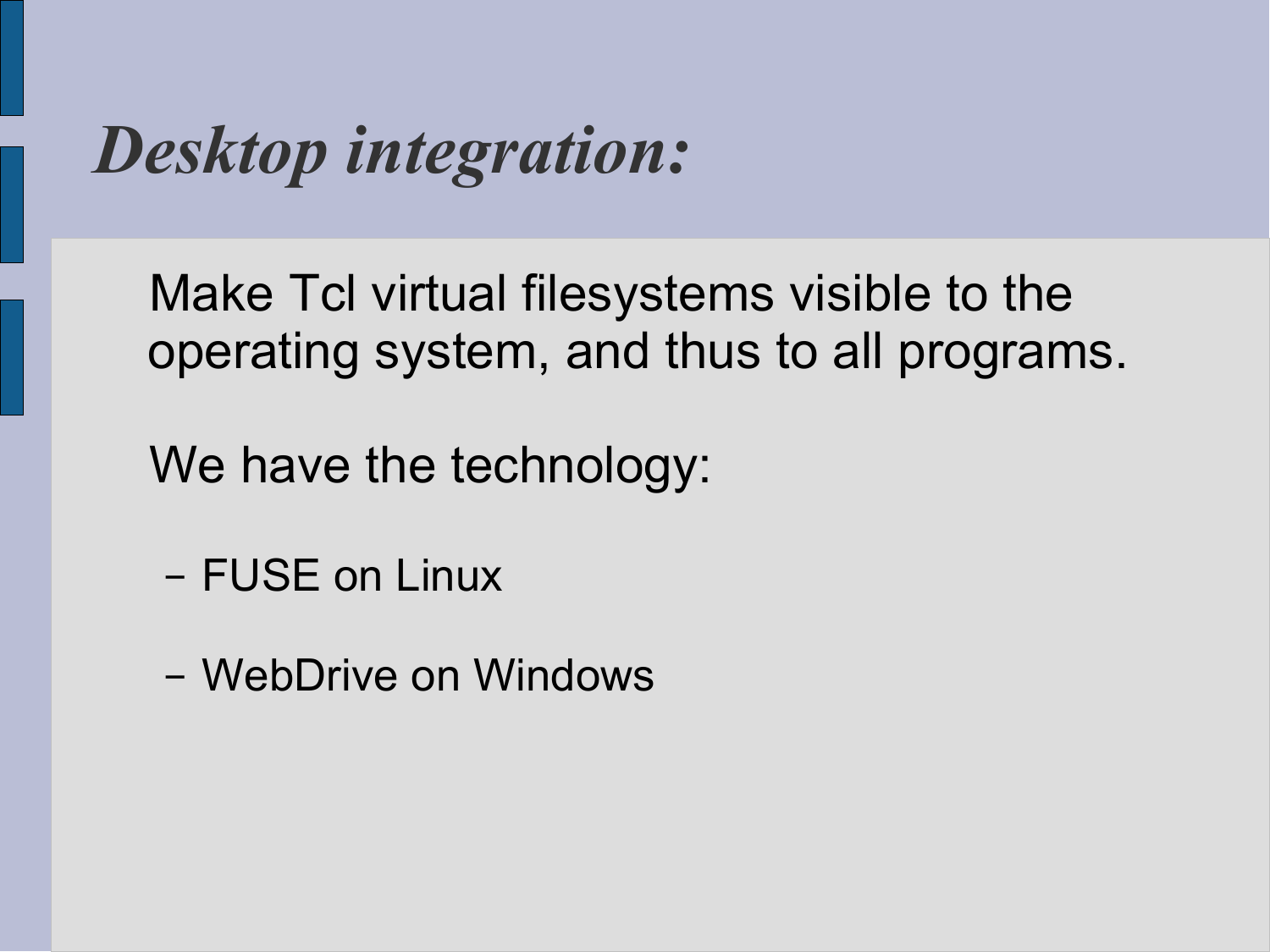# *Desktop integration:*

Make Tcl virtual filesystems visible to the operating system, and thus to all programs.

We have the technology:

- FUSE on Linux
- WebDrive on Windows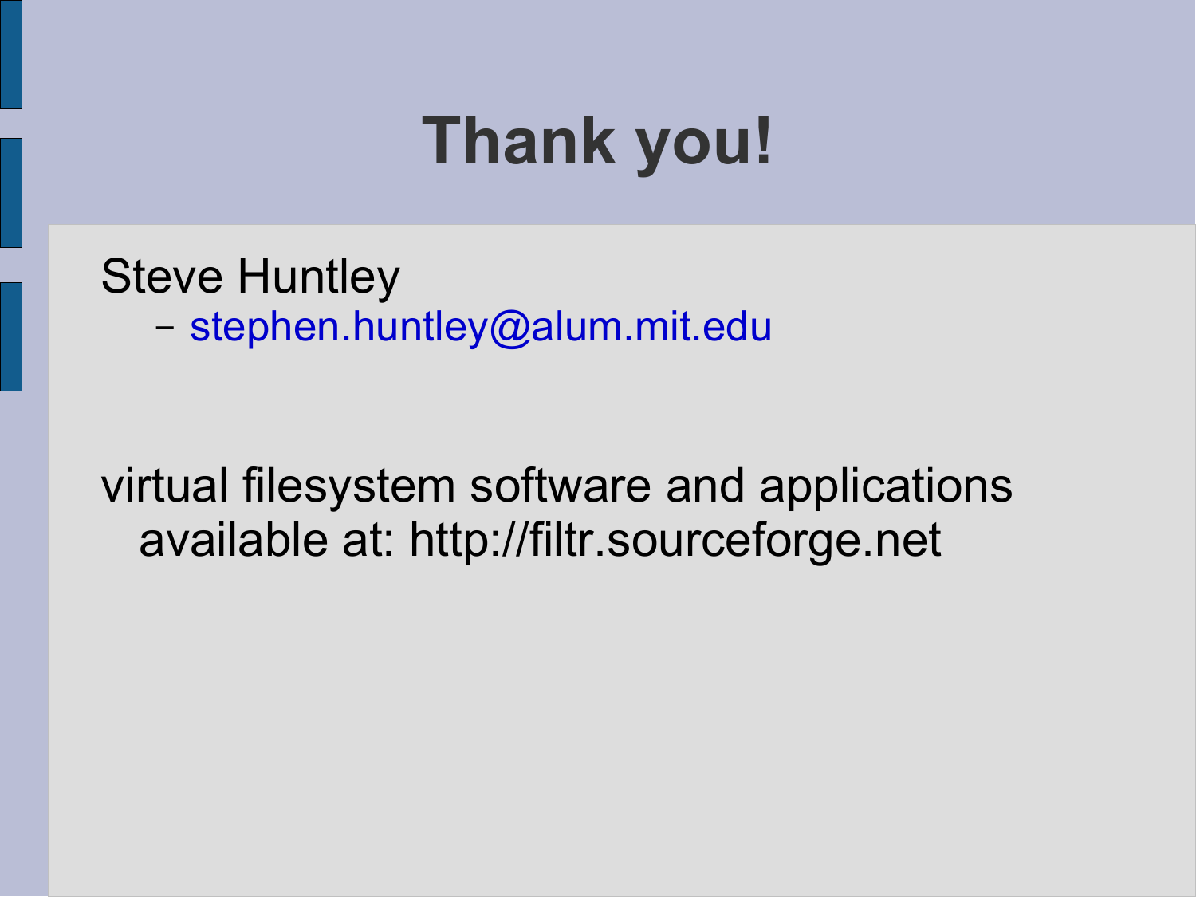# Thank you!

Steve Huntley

- stephen.huntley@alum.mit.edu

virtual filesystem software and applications available at: http://filtr.sourceforge.net